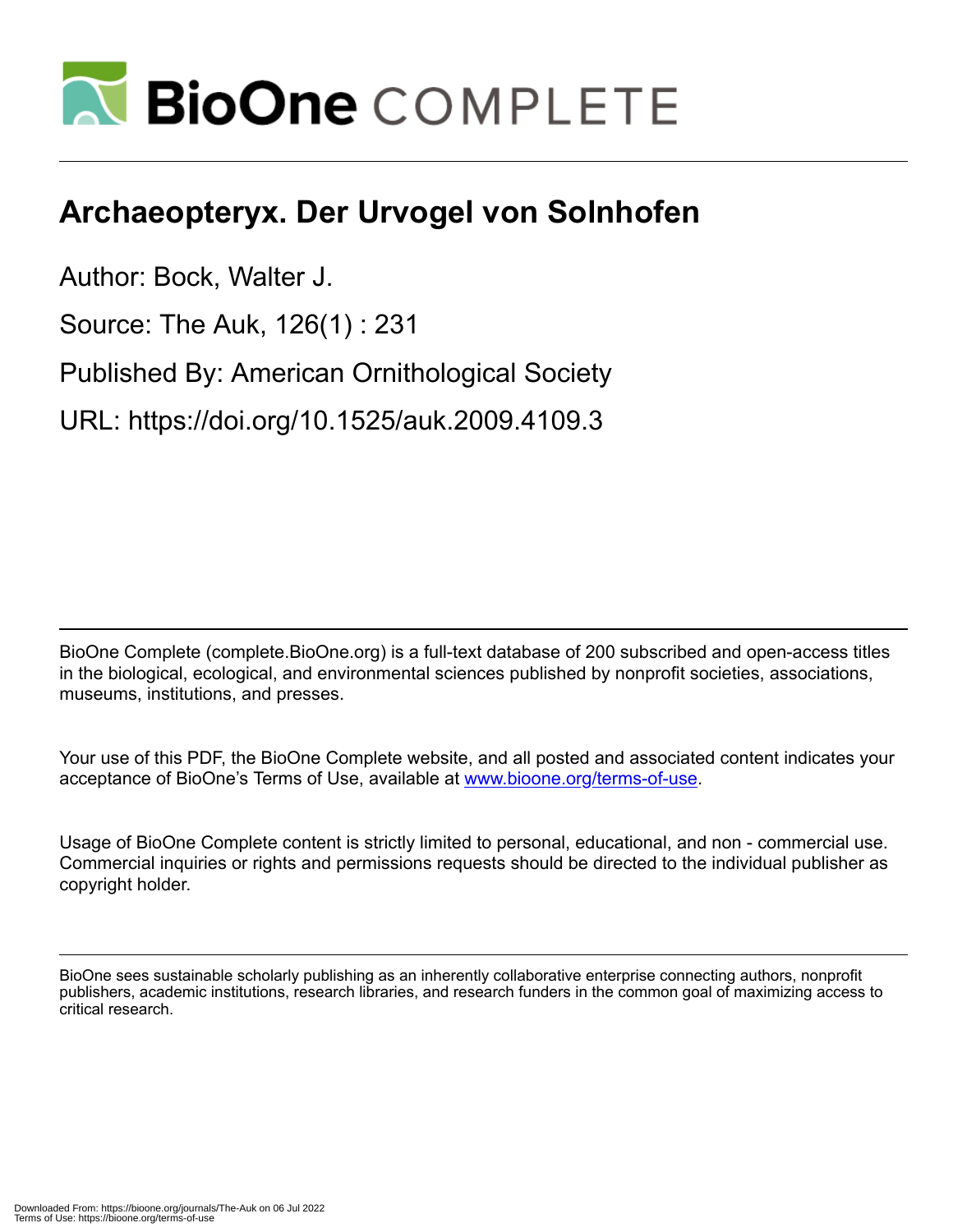# Archaeopteryx. Der Urvogel von Solnhofen

Author: Bock, Walter J.

Source: The Auk, 126(1) : 231

Published By: American Ornithological Society

URL: https://doi.org/10.1525/auk.2009.4109.3

BioOne Complete (complete.BioOne.org) is a full-text database of 200 subscribed and open-access titles in the biological, ecological, and environmental sciences published by nonprofit societies, associations, museums, institutions, and presses.

Your use of this PDF, the BioOne Complete website, and all posted and associated content indicates your acceptance of BioOne's Terms of Use, available at www.bioone.org/terms-of-use.

Usage of BioOne Complete content is strictly limited to personal, educational, and non - commercial use. Commercial inquiries or rights and permissions requests should be directed to the individual publisher as copyright holder.

BioOne sees sustainable scholarly publishing as an inherently collaborative enterprise connecting authors, nonprofit publishers, academic institutions, research libraries, and research funders in the common goal of maximizing access to critical research.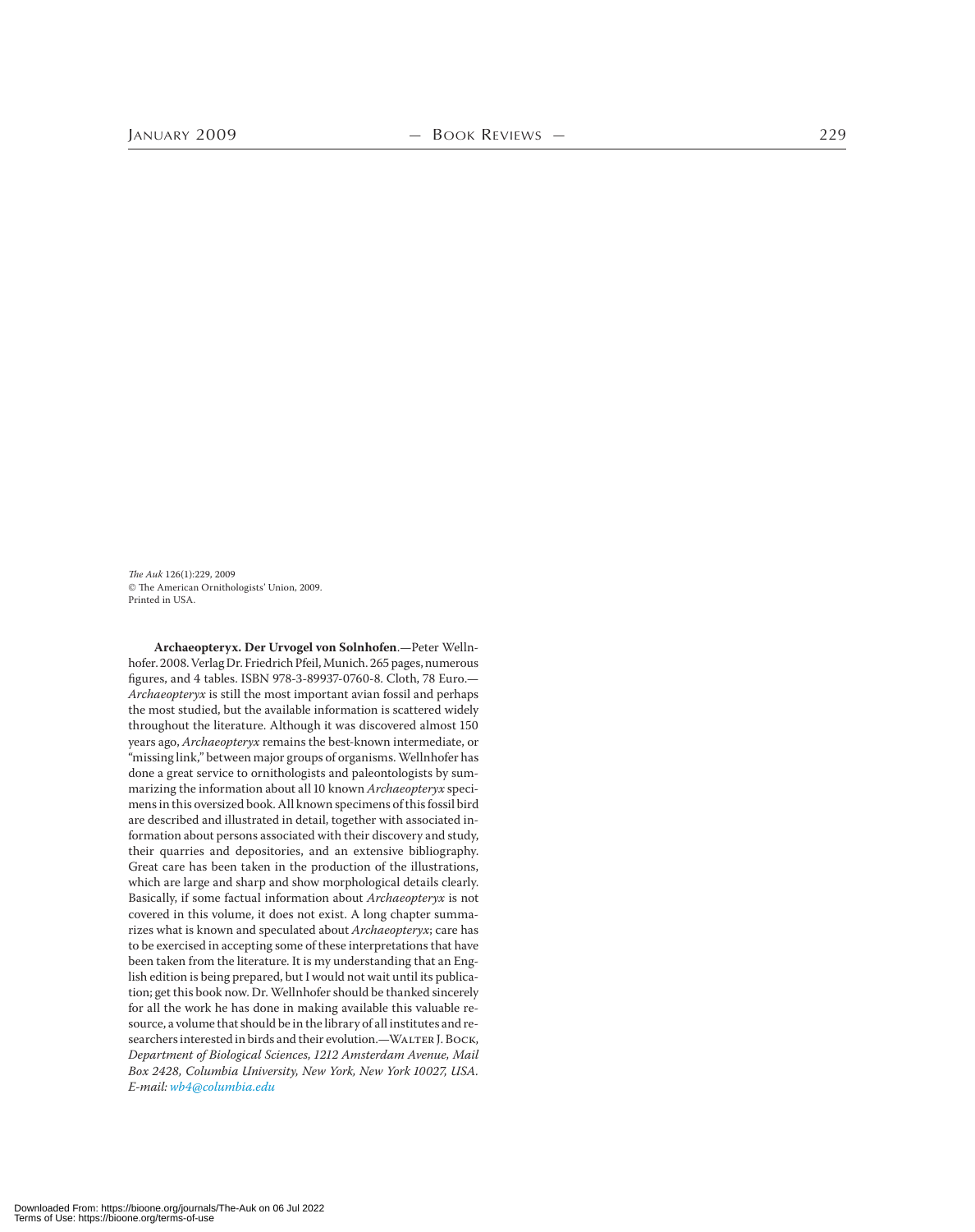*The Auk* 126(1):229, 2009
© The American Ornithologists' Union, 2009.
Printed in USA.

**Archaeopteryx. Der Urvogel von Solnhofen**.—Peter Wellnhofer. 2008. Verlag Dr. Friedrich Pfeil, Munich. 265 pages, numerous figures, and 4 tables. ISBN 978-3-89937-0760-8. Cloth, 78 Euro.—*Archaeopteryx* is still the most important avian fossil and perhaps the most studied, but the available information is scattered widely throughout the literature. Although it was discovered almost 150 years ago, *Archaeopteryx* remains the best-known intermediate, or "missing link," between major groups of organisms. Wellnhofer has done a great service to ornithologists and paleontologists by summarizing the information about all 10 known *Archaeopteryx* specimens in this oversized book. All known specimens of this fossil bird are described and illustrated in detail, together with associated information about persons associated with their discovery and study, their quarries and depositories, and an extensive bibliography. Great care has been taken in the production of the illustrations, which are large and sharp and show morphological details clearly. Basically, if some factual information about *Archaeopteryx* is not covered in this volume, it does not exist. A long chapter summarizes what is known and speculated about *Archaeopteryx*; care has to be exercised in accepting some of these interpretations that have been taken from the literature. It is my understanding that an English edition is being prepared, but I would not wait until its publication; get this book now. Dr. Wellnhofer should be thanked sincerely for all the work he has done in making available this valuable resource, a volume that should be in the library of all institutes and researchers interested in birds and their evolution.—Walter J. Bock, *Department of Biological Sciences, 1212 Amsterdam Avenue, Mail Box 2428, Columbia University, New York, New York 10027, USA. E-mail: wb4@columbia.edu*